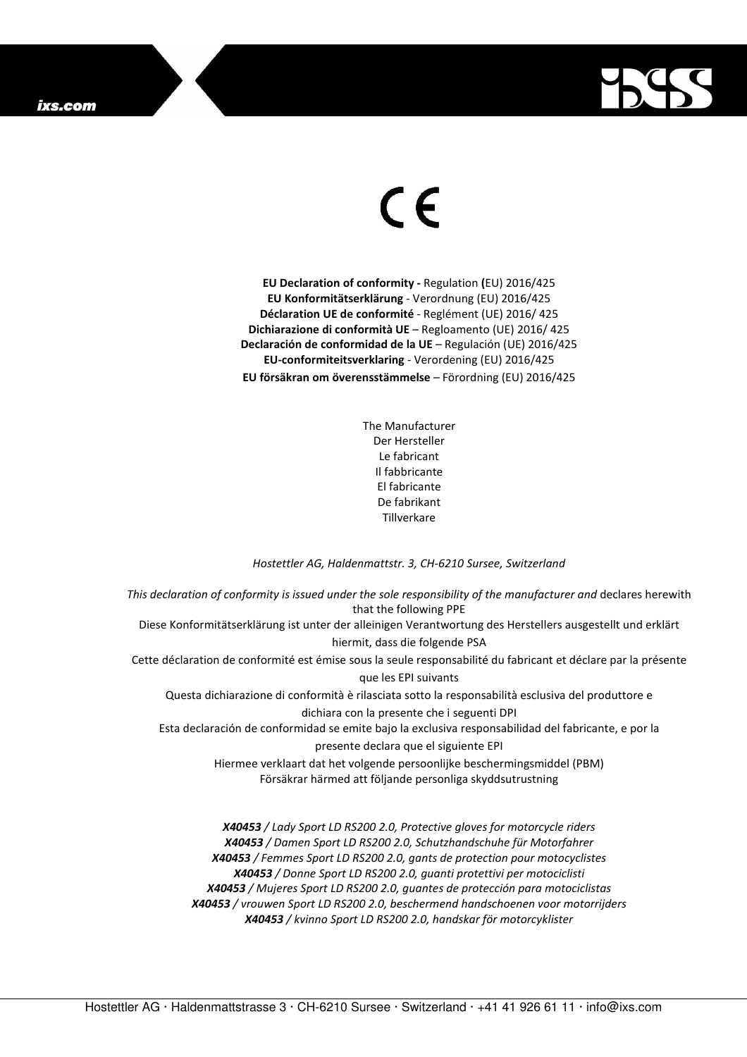CE

**EU Declaration of conformity -** Regulation **(**EU) 2016/425
**EU Konformitätserklärung** - Verordnung (EU) 2016/425
**Déclaration UE de conformité** - Reglément (UE) 2016/ 425
**Dichiarazione di conformità UE** – Regloamento (UE) 2016/ 425
**Declaración de conformidad de la UE** – Regulación (UE) 2016/425
**EU-conformiteitsverklaring** - Verordening (EU) 2016/425
**EU försäkran om överensstämmelse** – Förordning (EU) 2016/425

The Manufacturer
Der Hersteller
Le fabricant
Il fabbricante
El fabricante
De fabrikant
Tillverkare

*Hostettler AG, Haldenmattstr. 3, CH-6210 Sursee, Switzerland*

*This declaration of conformity is issued under the sole responsibility of the manufacturer and* declares herewith that the following PPE
Diese Konformitätserklärung ist unter der alleinigen Verantwortung des Herstellers ausgestellt und erklärt hiermit, dass die folgende PSA
Cette déclaration de conformité est émise sous la seule responsabilité du fabricant et déclare par la présente que les EPI suivants
Questa dichiarazione di conformità è rilasciata sotto la responsabilità esclusiva del produttore e dichiara con la presente che i seguenti DPI
Esta declaración de conformidad se emite bajo la exclusiva responsabilidad del fabricante, e por la presente declara que el siguiente EPI
Hiermee verklaart dat het volgende persoonlijke beschermingsmiddel (PBM)
Försäkrar härmed att följande personliga skyddsutrustning

***X40453*** */ Lady Sport LD RS200 2.0, Protective gloves for motorcycle riders*
***X40453*** */ Damen Sport LD RS200 2.0, Schutzhandschuhe für Motorfahrer*
***X40453*** */ Femmes Sport LD RS200 2.0, gants de protection pour motocyclistes*
***X40453*** */ Donne Sport LD RS200 2.0, guanti protettivi per motociclisti*
***X40453*** */ Mujeres Sport LD RS200 2.0, guantes de protección para motociclistas*
***X40453*** */ vrouwen Sport LD RS200 2.0, beschermend handschoenen voor motorrijders*
***X40453*** */ kvinno Sport LD RS200 2.0, handskar för motorcyklister*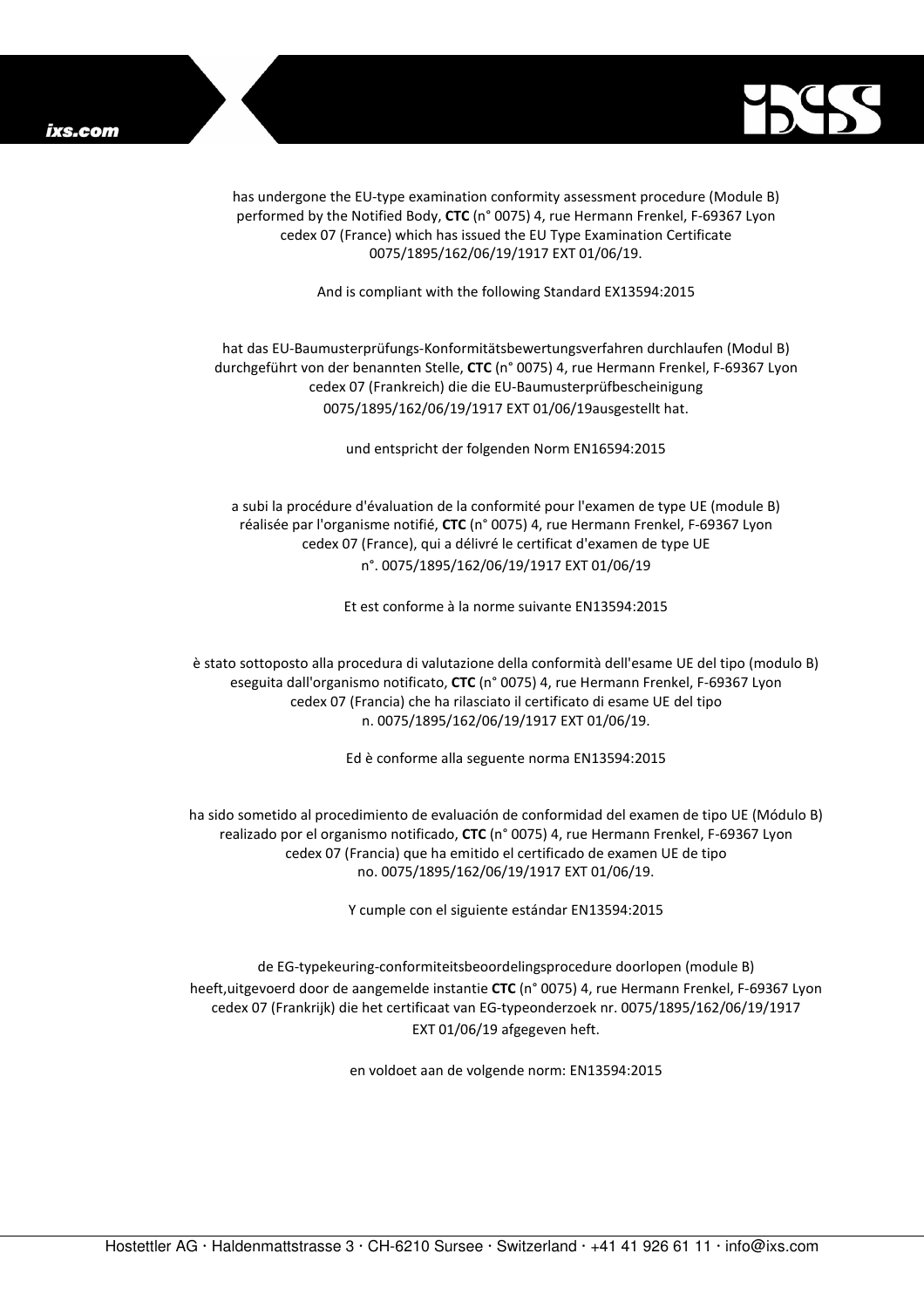has undergone the EU-type examination conformity assessment procedure (Module B) performed by the Notified Body, **CTC** (n° 0075) 4, rue Hermann Frenkel, F-69367 Lyon cedex 07 (France) which has issued the EU Type Examination Certificate 0075/1895/162/06/19/1917 EXT 01/06/19.

And is compliant with the following Standard EX13594:2015

hat das EU-Baumusterprüfungs-Konformitätsbewertungsverfahren durchlaufen (Modul B) durchgeführt von der benannten Stelle, **CTC** (n° 0075) 4, rue Hermann Frenkel, F-69367 Lyon cedex 07 (Frankreich) die die EU-Baumusterprüfbescheinigung 0075/1895/162/06/19/1917 EXT 01/06/19ausgestellt hat.

und entspricht der folgenden Norm EN16594:2015

a subi la procédure d'évaluation de la conformité pour l'examen de type UE (module B) réalisée par l'organisme notifié, **CTC** (n° 0075) 4, rue Hermann Frenkel, F-69367 Lyon cedex 07 (France), qui a délivré le certificat d'examen de type UE n°. 0075/1895/162/06/19/1917 EXT 01/06/19

Et est conforme à la norme suivante EN13594:2015

è stato sottoposto alla procedura di valutazione della conformità dell'esame UE del tipo (modulo B) eseguita dall'organismo notificato, **CTC** (n° 0075) 4, rue Hermann Frenkel, F-69367 Lyon cedex 07 (Francia) che ha rilasciato il certificato di esame UE del tipo n. 0075/1895/162/06/19/1917 EXT 01/06/19.

Ed è conforme alla seguente norma EN13594:2015

ha sido sometido al procedimiento de evaluación de conformidad del examen de tipo UE (Módulo B) realizado por el organismo notificado, **CTC** (n° 0075) 4, rue Hermann Frenkel, F-69367 Lyon cedex 07 (Francia) que ha emitido el certificado de examen UE de tipo no. 0075/1895/162/06/19/1917 EXT 01/06/19.

Y cumple con el siguiente estándar EN13594:2015

de EG-typekeuring-conformiteitsbeoordelingsprocedure doorlopen (module B) heeft,uitgevoerd door de aangemelde instantie **CTC** (n° 0075) 4, rue Hermann Frenkel, F-69367 Lyon cedex 07 (Frankrijk) die het certificaat van EG-typeonderzoek nr. 0075/1895/162/06/19/1917 EXT 01/06/19 afgegeven heft.

en voldoet aan de volgende norm: EN13594:2015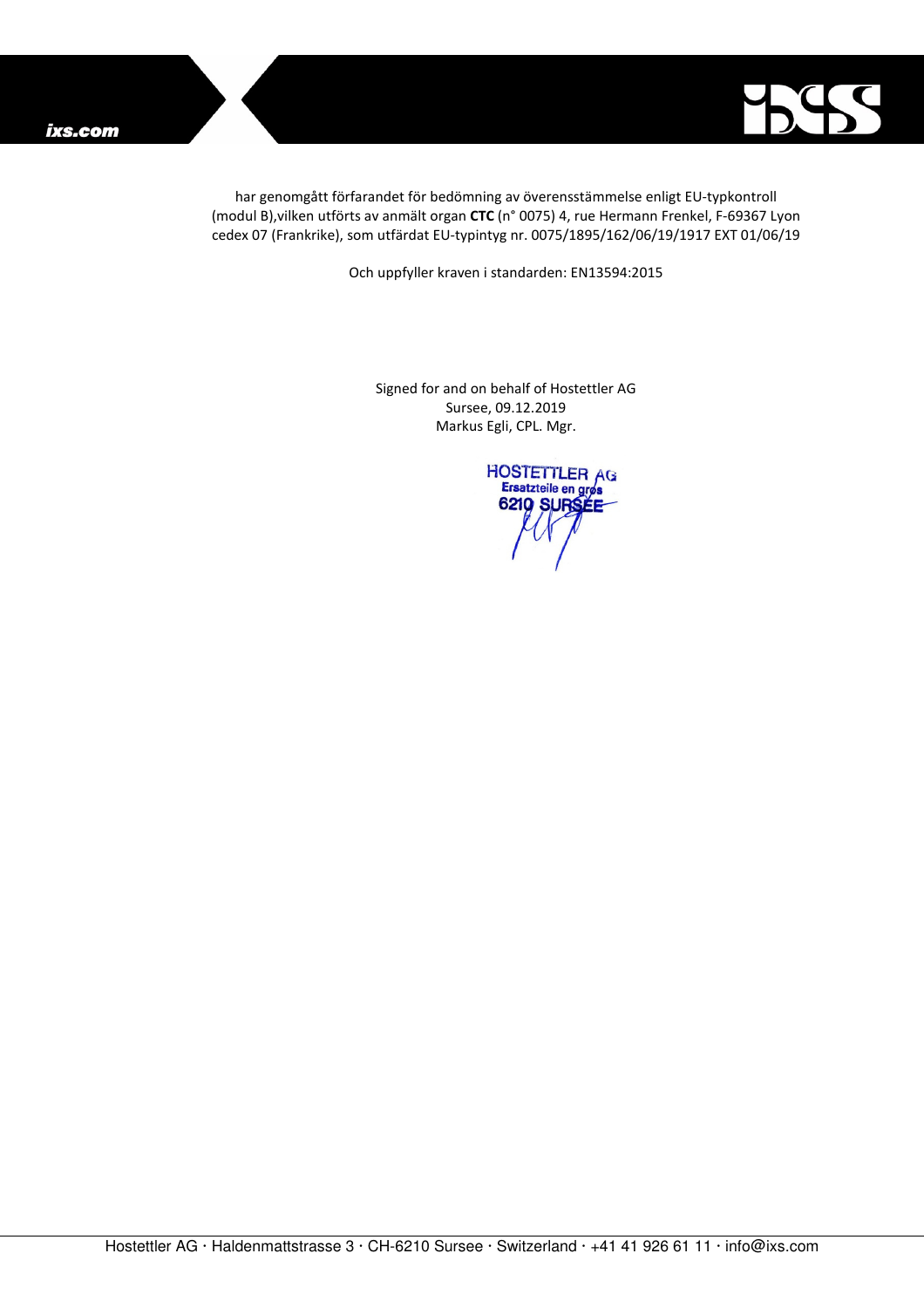har genomgått förfarandet för bedömning av överensstämmelse enligt EU-typkontroll (modul B),vilken utförts av anmält organ **CTC** (n° 0075) 4, rue Hermann Frenkel, F-69367 Lyon cedex 07 (Frankrike), som utfärdat EU-typintyg nr. 0075/1895/162/06/19/1917 EXT 01/06/19

Och uppfyller kraven i standarden: EN13594:2015

Signed for and on behalf of Hostettler AG
Sursee, 09.12.2019
Markus Egli, CPL. Mgr.

HOSTETTLER AG
Ersatzteile en gros
6210 SURSEE